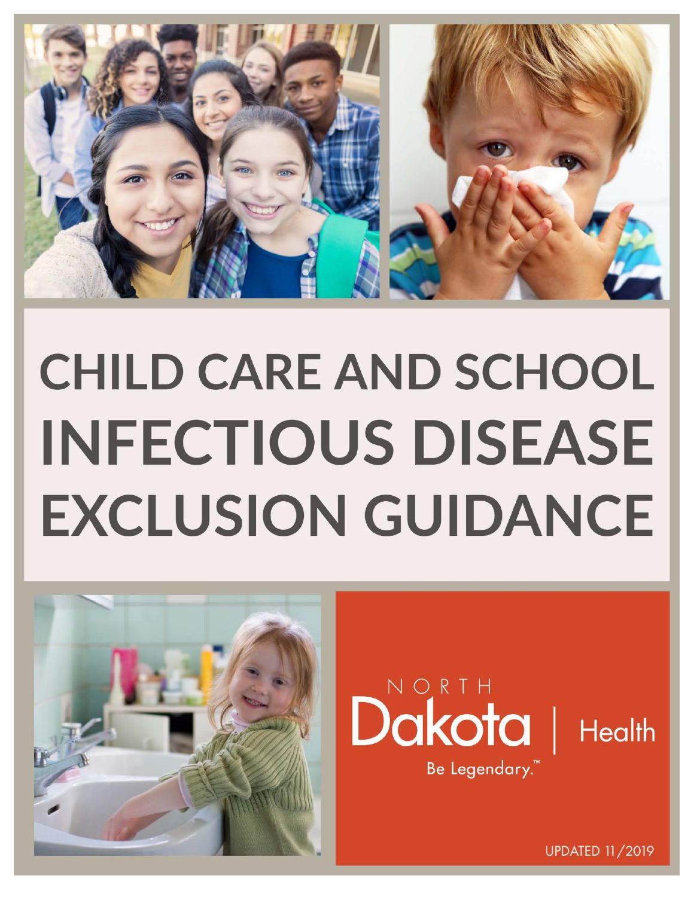# CHILD CARE AND SCHOOL INFECTIOUS DISEASE EXCLUSION GUIDANCE

NORTH Dakota | Health

Be Legendary.™

UPDATED 11/2019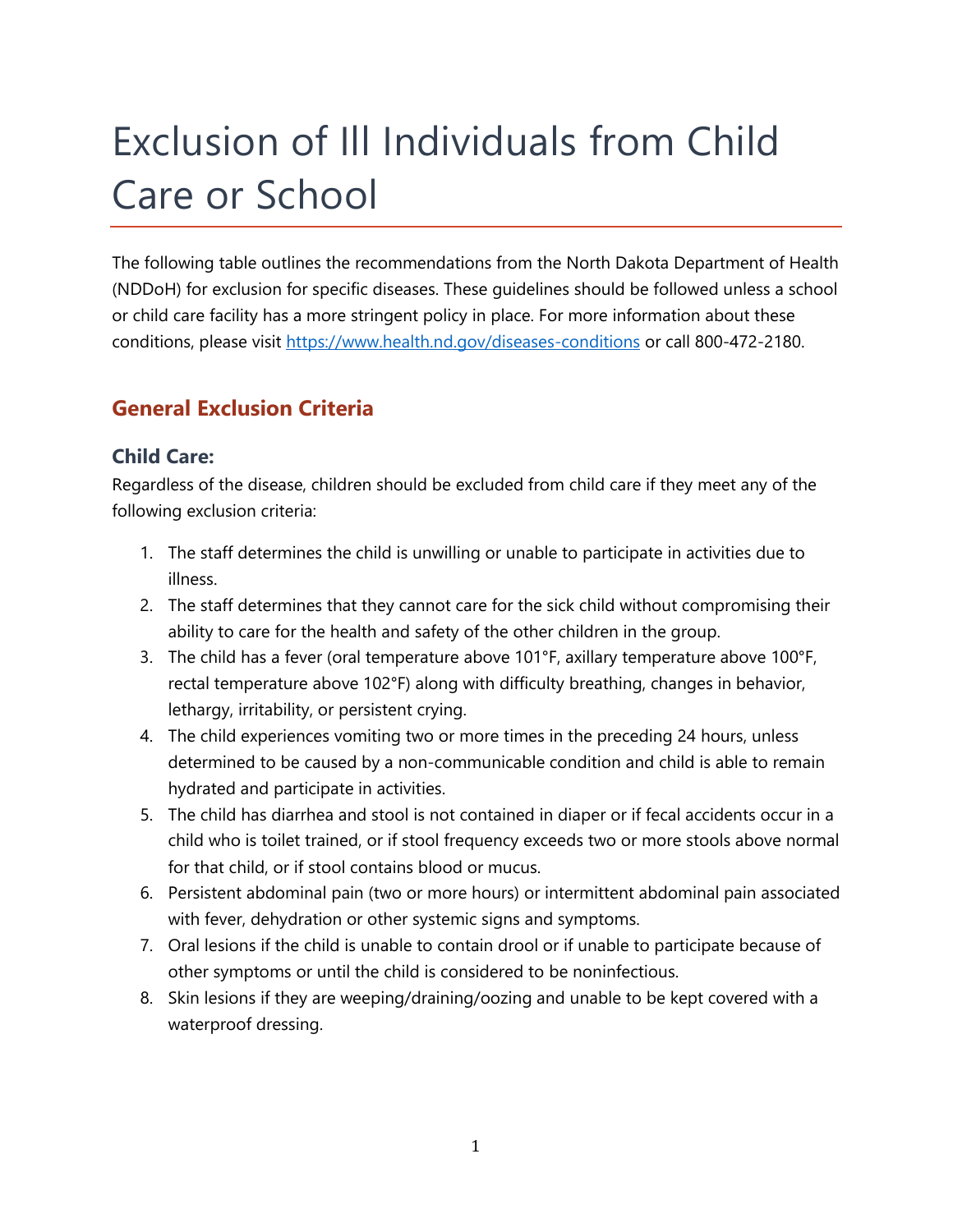# Exclusion of Ill Individuals from Child Care or School

The following table outlines the recommendations from the North Dakota Department of Health (NDDoH) for exclusion for specific diseases. These guidelines should be followed unless a school or child care facility has a more stringent policy in place. For more information about these conditions, please visit [https://www.health.nd.gov/diseases-conditions](https://www.health.nd.gov/diseases-conditions) or call 800-472-2180.

## General Exclusion Criteria

### Child Care:

Regardless of the disease, children should be excluded from child care if they meet any of the following exclusion criteria:

1. The staff determines the child is unwilling or unable to participate in activities due to illness.
2. The staff determines that they cannot care for the sick child without compromising their ability to care for the health and safety of the other children in the group.
3. The child has a fever (oral temperature above 101°F, axillary temperature above 100°F, rectal temperature above 102°F) along with difficulty breathing, changes in behavior, lethargy, irritability, or persistent crying.
4. The child experiences vomiting two or more times in the preceding 24 hours, unless determined to be caused by a non-communicable condition and child is able to remain hydrated and participate in activities.
5. The child has diarrhea and stool is not contained in diaper or if fecal accidents occur in a child who is toilet trained, or if stool frequency exceeds two or more stools above normal for that child, or if stool contains blood or mucus.
6. Persistent abdominal pain (two or more hours) or intermittent abdominal pain associated with fever, dehydration or other systemic signs and symptoms.
7. Oral lesions if the child is unable to contain drool or if unable to participate because of other symptoms or until the child is considered to be noninfectious.
8. Skin lesions if they are weeping/draining/oozing and unable to be kept covered with a waterproof dressing.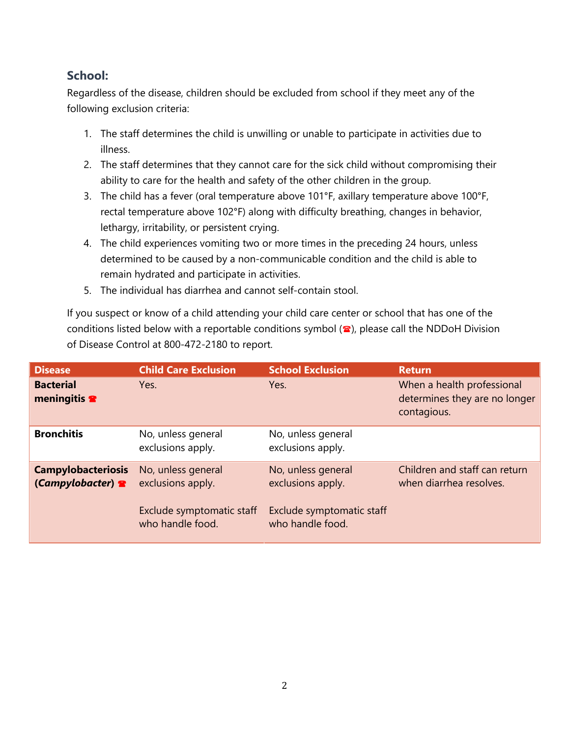### School:

Regardless of the disease, children should be excluded from school if they meet any of the following exclusion criteria:

1. The staff determines the child is unwilling or unable to participate in activities due to illness.
2. The staff determines that they cannot care for the sick child without compromising their ability to care for the health and safety of the other children in the group.
3. The child has a fever (oral temperature above 101°F, axillary temperature above 100°F, rectal temperature above 102°F) along with difficulty breathing, changes in behavior, lethargy, irritability, or persistent crying.
4. The child experiences vomiting two or more times in the preceding 24 hours, unless determined to be caused by a non-communicable condition and the child is able to remain hydrated and participate in activities.
5. The individual has diarrhea and cannot self-contain stool.

If you suspect or know of a child attending your child care center or school that has one of the conditions listed below with a reportable conditions symbol (☎), please call the NDDoH Division of Disease Control at 800-472-2180 to report.

| Disease | Child Care Exclusion | School Exclusion | Return |
| --- | --- | --- | --- |
| **Bacterial meningitis** ☎ | Yes. | Yes. | When a health professional determines they are no longer contagious. |
| **Bronchitis** | No, unless general exclusions apply. | No, unless general exclusions apply. | |
| **Campylobacteriosis (*Campylobacter*)** ☎ | No, unless general exclusions apply.<br><br>Exclude symptomatic staff who handle food. | No, unless general exclusions apply.<br><br>Exclude symptomatic staff who handle food. | Children and staff can return when diarrhea resolves. |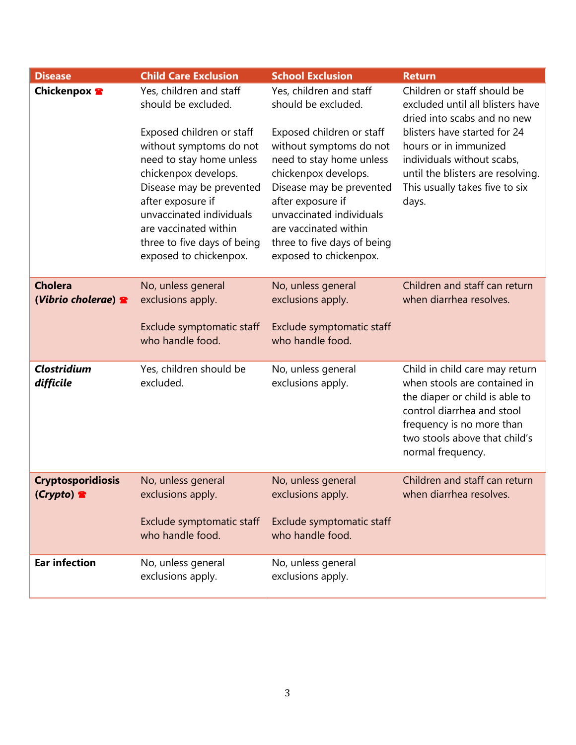| Disease | Child Care Exclusion | School Exclusion | Return |
| --- | --- | --- | --- |
| **Chickenpox** ☎ | Yes, children and staff should be excluded.<br><br>Exposed children or staff without symptoms do not need to stay home unless chickenpox develops. Disease may be prevented after exposure if unvaccinated individuals are vaccinated within three to five days of being exposed to chickenpox. | Yes, children and staff should be excluded.<br><br>Exposed children or staff without symptoms do not need to stay home unless chickenpox develops. Disease may be prevented after exposure if unvaccinated individuals are vaccinated within three to five days of being exposed to chickenpox. | Children or staff should be excluded until all blisters have dried into scabs and no new blisters have started for 24 hours or in immunized individuals without scabs, until the blisters are resolving. This usually takes five to six days. |
| **Cholera (*Vibrio cholerae*)** ☎ | No, unless general exclusions apply.<br><br>Exclude symptomatic staff who handle food. | No, unless general exclusions apply.<br><br>Exclude symptomatic staff who handle food. | Children and staff can return when diarrhea resolves. |
| ***Clostridium difficile*** | Yes, children should be excluded. | No, unless general exclusions apply. | Child in child care may return when stools are contained in the diaper or child is able to control diarrhea and stool frequency is no more than two stools above that child's normal frequency. |
| **Cryptosporidiosis (*Crypto*)** ☎ | No, unless general exclusions apply.<br><br>Exclude symptomatic staff who handle food. | No, unless general exclusions apply.<br><br>Exclude symptomatic staff who handle food. | Children and staff can return when diarrhea resolves. |
| **Ear infection** | No, unless general exclusions apply. | No, unless general exclusions apply. | |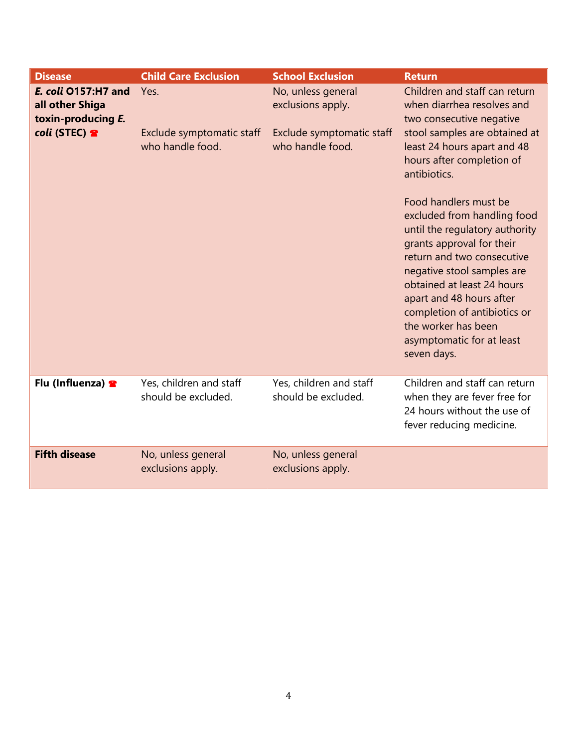| Disease | Child Care Exclusion | School Exclusion | Return |
| --- | --- | --- | --- |
| ***E. coli*** **O157:H7 and all other Shiga toxin-producing *E. coli* (STEC)** ☎ | Yes.<br><br>Exclude symptomatic staff who handle food. | No, unless general exclusions apply.<br><br>Exclude symptomatic staff who handle food. | Children and staff can return when diarrhea resolves and two consecutive negative stool samples are obtained at least 24 hours apart and 48 hours after completion of antibiotics.<br><br>Food handlers must be excluded from handling food until the regulatory authority grants approval for their return and two consecutive negative stool samples are obtained at least 24 hours apart and 48 hours after completion of antibiotics or the worker has been asymptomatic for at least seven days. |
| **Flu (Influenza)** ☎ | Yes, children and staff should be excluded. | Yes, children and staff should be excluded. | Children and staff can return when they are fever free for 24 hours without the use of fever reducing medicine. |
| **Fifth disease** | No, unless general exclusions apply. | No, unless general exclusions apply. | |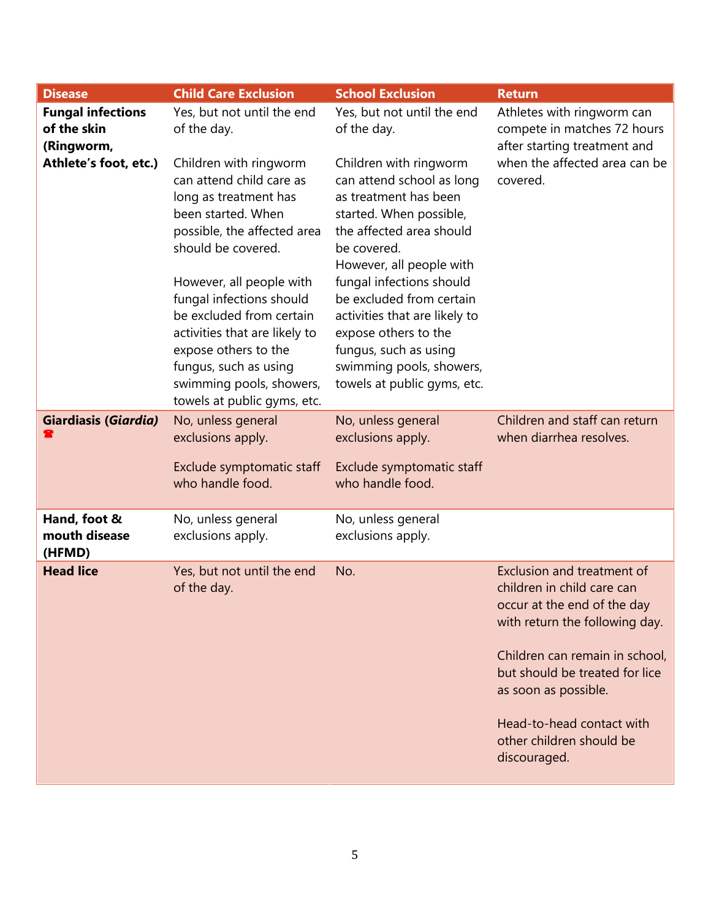| Disease | Child Care Exclusion | School Exclusion | Return |
|---|---|---|---|
| **Fungal infections of the skin (Ringworm, Athlete's foot, etc.)** | Yes, but not until the end of the day.<br><br>Children with ringworm can attend child care as long as treatment has been started. When possible, the affected area should be covered.<br><br>However, all people with fungal infections should be excluded from certain activities that are likely to expose others to the fungus, such as using swimming pools, showers, towels at public gyms, etc. | Yes, but not until the end of the day.<br><br>Children with ringworm can attend school as long as treatment has been started. When possible, the affected area should be covered.<br>However, all people with fungal infections should be excluded from certain activities that are likely to expose others to the fungus, such as using swimming pools, showers, towels at public gyms, etc. | Athletes with ringworm can compete in matches 72 hours after starting treatment and when the affected area can be covered. |
| **Giardiasis (*Giardia*)** ☎ | No, unless general exclusions apply.<br><br>Exclude symptomatic staff who handle food. | No, unless general exclusions apply.<br><br>Exclude symptomatic staff who handle food. | Children and staff can return when diarrhea resolves. |
| **Hand, foot & mouth disease (HFMD)** | No, unless general exclusions apply. | No, unless general exclusions apply. | |
| **Head lice** | Yes, but not until the end of the day. | No. | Exclusion and treatment of children in child care can occur at the end of the day with return the following day.<br><br>Children can remain in school, but should be treated for lice as soon as possible.<br><br>Head-to-head contact with other children should be discouraged. |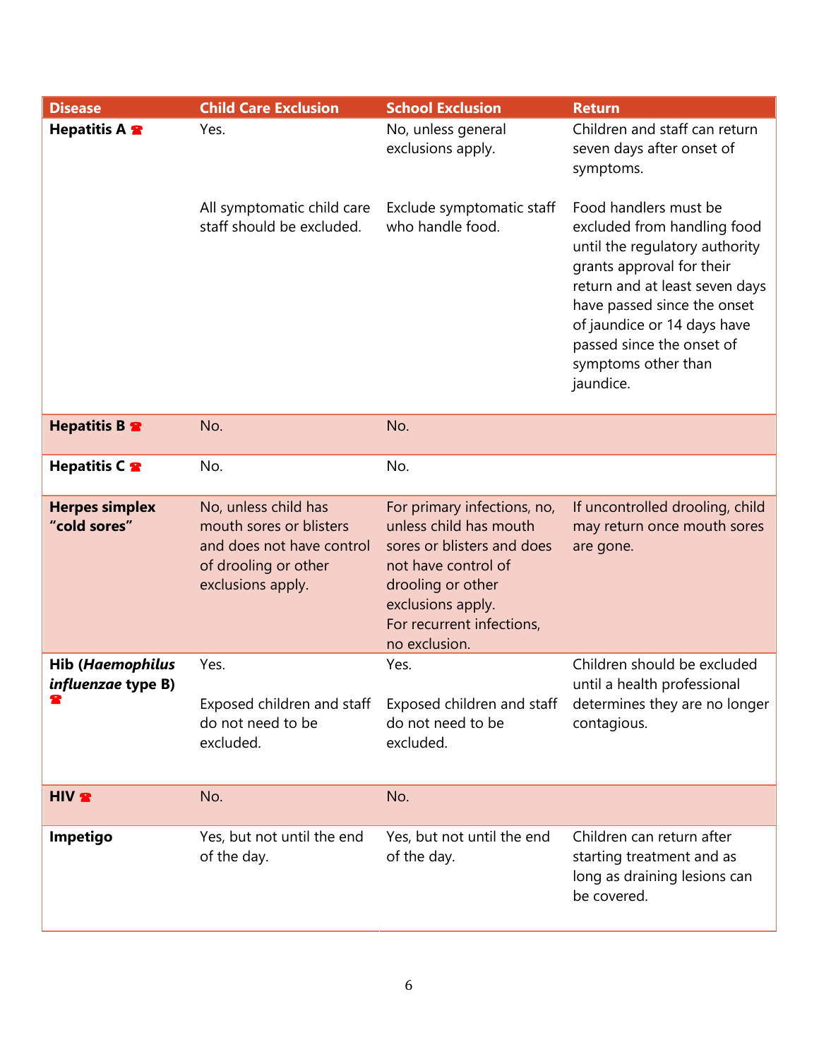| Disease | Child Care Exclusion | School Exclusion | Return |
| --- | --- | --- | --- |
| **Hepatitis A** ☎ | Yes.<br><br>All symptomatic child care staff should be excluded. | No, unless general exclusions apply.<br><br>Exclude symptomatic staff who handle food. | Children and staff can return seven days after onset of symptoms.<br><br>Food handlers must be excluded from handling food until the regulatory authority grants approval for their return and at least seven days have passed since the onset of jaundice or 14 days have passed since the onset of symptoms other than jaundice. |
| **Hepatitis B** ☎ | No. | No. | |
| **Hepatitis C** ☎ | No. | No. | |
| **Herpes simplex "cold sores"** | No, unless child has mouth sores or blisters and does not have control of drooling or other exclusions apply. | For primary infections, no, unless child has mouth sores or blisters and does not have control of drooling or other exclusions apply.<br>For recurrent infections, no exclusion. | If uncontrolled drooling, child may return once mouth sores are gone. |
| **Hib (*Haemophilus influenzae* type B)** ☎ | Yes.<br><br>Exposed children and staff do not need to be excluded. | Yes.<br><br>Exposed children and staff do not need to be excluded. | Children should be excluded until a health professional determines they are no longer contagious. |
| **HIV** ☎ | No. | No. | |
| **Impetigo** | Yes, but not until the end of the day. | Yes, but not until the end of the day. | Children can return after starting treatment and as long as draining lesions can be covered. |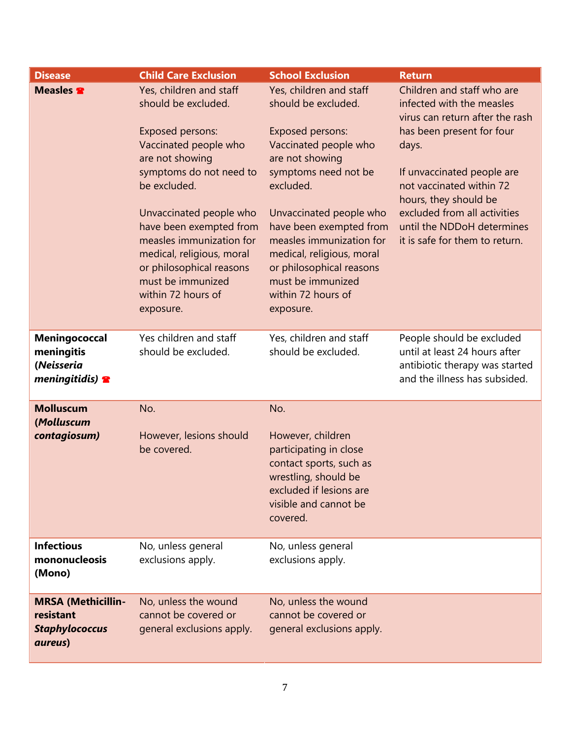| Disease | Child Care Exclusion | School Exclusion | Return |
|---|---|---|---|
| **Measles** ☎ | Yes, children and staff should be excluded.<br><br>Exposed persons: Vaccinated people who are not showing symptoms do not need to be excluded.<br><br>Unvaccinated people who have been exempted from measles immunization for medical, religious, moral or philosophical reasons must be immunized within 72 hours of exposure. | Yes, children and staff should be excluded.<br><br>Exposed persons: Vaccinated people who are not showing symptoms need not be excluded.<br><br>Unvaccinated people who have been exempted from measles immunization for medical, religious, moral or philosophical reasons must be immunized within 72 hours of exposure. | Children and staff who are infected with the measles virus can return after the rash has been present for four days.<br><br>If unvaccinated people are not vaccinated within 72 hours, they should be excluded from all activities until the NDDoH determines it is safe for them to return. |
| **Meningococcal meningitis (*Neisseria meningitidis*)** ☎ | Yes children and staff should be excluded. | Yes, children and staff should be excluded. | People should be excluded until at least 24 hours after antibiotic therapy was started and the illness has subsided. |
| **Molluscum (*Molluscum contagiosum*)** | No.<br><br>However, lesions should be covered. | No.<br><br>However, children participating in close contact sports, such as wrestling, should be excluded if lesions are visible and cannot be covered. | |
| **Infectious mononucleosis (Mono)** | No, unless general exclusions apply. | No, unless general exclusions apply. | |
| **MRSA (Methicillin-resistant *Staphylococcus aureus*)** | No, unless the wound cannot be covered or general exclusions apply. | No, unless the wound cannot be covered or general exclusions apply. | |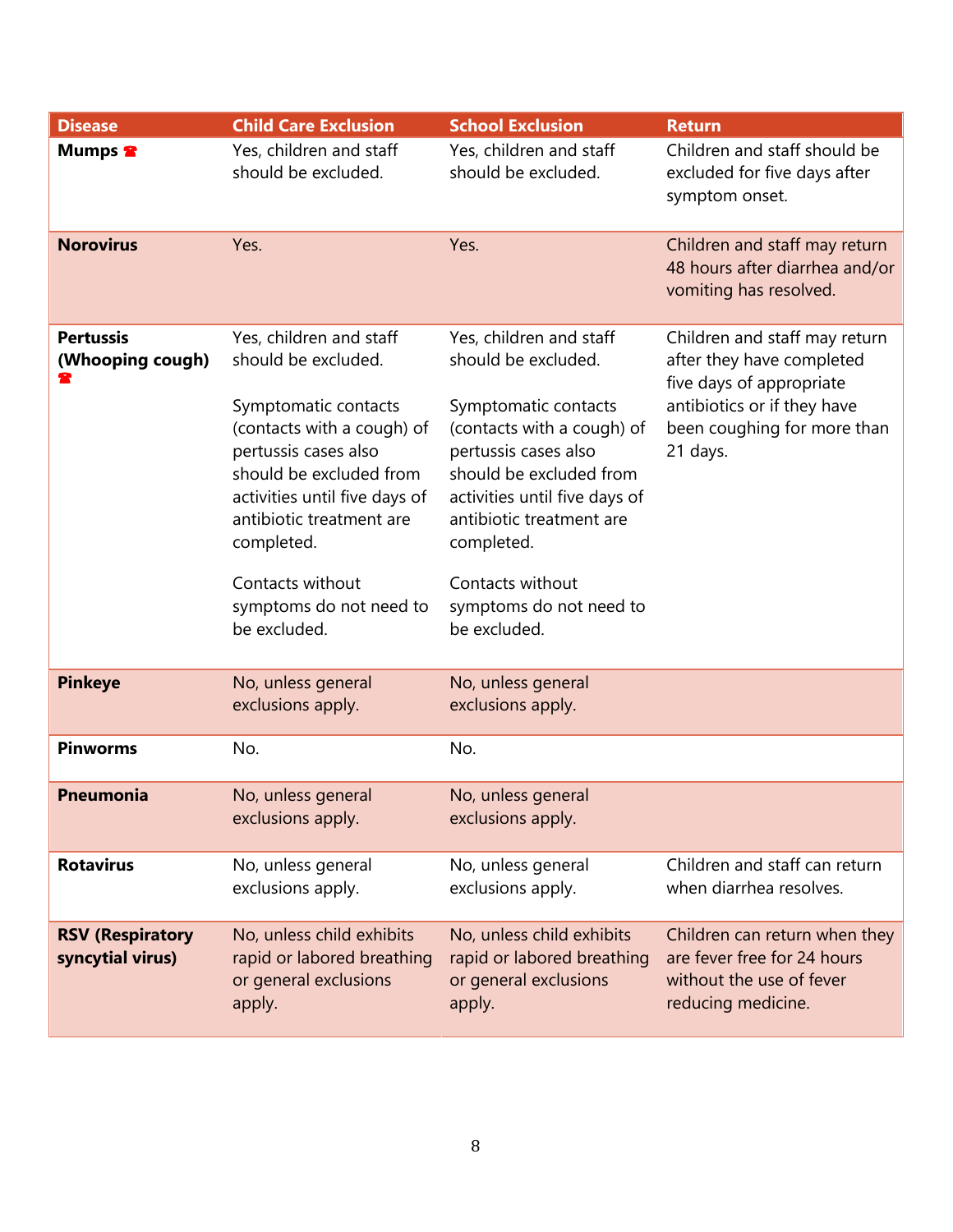| Disease | Child Care Exclusion | School Exclusion | Return |
|---|---|---|---|
| **Mumps** ☎ | Yes, children and staff should be excluded. | Yes, children and staff should be excluded. | Children and staff should be excluded for five days after symptom onset. |
| **Norovirus** | Yes. | Yes. | Children and staff may return 48 hours after diarrhea and/or vomiting has resolved. |
| **Pertussis (Whooping cough)** ☎ | Yes, children and staff should be excluded.<br><br>Symptomatic contacts (contacts with a cough) of pertussis cases also should be excluded from activities until five days of antibiotic treatment are completed.<br><br>Contacts without symptoms do not need to be excluded. | Yes, children and staff should be excluded.<br><br>Symptomatic contacts (contacts with a cough) of pertussis cases also should be excluded from activities until five days of antibiotic treatment are completed.<br><br>Contacts without symptoms do not need to be excluded. | Children and staff may return after they have completed five days of appropriate antibiotics or if they have been coughing for more than 21 days. |
| **Pinkeye** | No, unless general exclusions apply. | No, unless general exclusions apply. | |
| **Pinworms** | No. | No. | |
| **Pneumonia** | No, unless general exclusions apply. | No, unless general exclusions apply. | |
| **Rotavirus** | No, unless general exclusions apply. | No, unless general exclusions apply. | Children and staff can return when diarrhea resolves. |
| **RSV (Respiratory syncytial virus)** | No, unless child exhibits rapid or labored breathing or general exclusions apply. | No, unless child exhibits rapid or labored breathing or general exclusions apply. | Children can return when they are fever free for 24 hours without the use of fever reducing medicine. |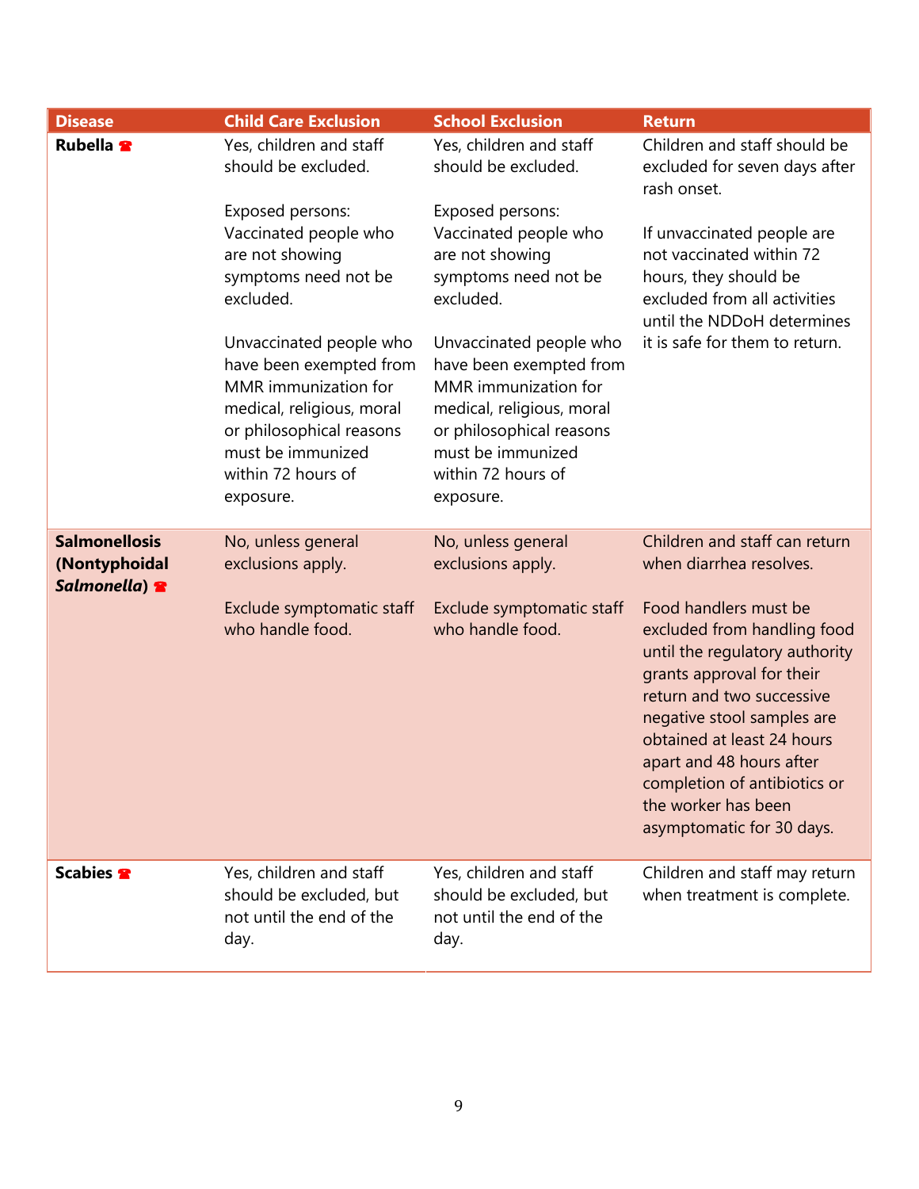| Disease | Child Care Exclusion | School Exclusion | Return |
|---|---|---|---|
| **Rubella** ☎ | Yes, children and staff should be excluded.<br><br>Exposed persons: Vaccinated people who are not showing symptoms need not be excluded.<br><br>Unvaccinated people who have been exempted from MMR immunization for medical, religious, moral or philosophical reasons must be immunized within 72 hours of exposure. | Yes, children and staff should be excluded.<br><br>Exposed persons: Vaccinated people who are not showing symptoms need not be excluded.<br><br>Unvaccinated people who have been exempted from MMR immunization for medical, religious, moral or philosophical reasons must be immunized within 72 hours of exposure. | Children and staff should be excluded for seven days after rash onset.<br><br>If unvaccinated people are not vaccinated within 72 hours, they should be excluded from all activities until the NDDoH determines it is safe for them to return. |
| **Salmonellosis (Nontyphoidal *Salmonella*)** ☎ | No, unless general exclusions apply.<br><br>Exclude symptomatic staff who handle food. | No, unless general exclusions apply.<br><br>Exclude symptomatic staff who handle food. | Children and staff can return when diarrhea resolves.<br><br>Food handlers must be excluded from handling food until the regulatory authority grants approval for their return and two successive negative stool samples are obtained at least 24 hours apart and 48 hours after completion of antibiotics or the worker has been asymptomatic for 30 days. |
| **Scabies** ☎ | Yes, children and staff should be excluded, but not until the end of the day. | Yes, children and staff should be excluded, but not until the end of the day. | Children and staff may return when treatment is complete. |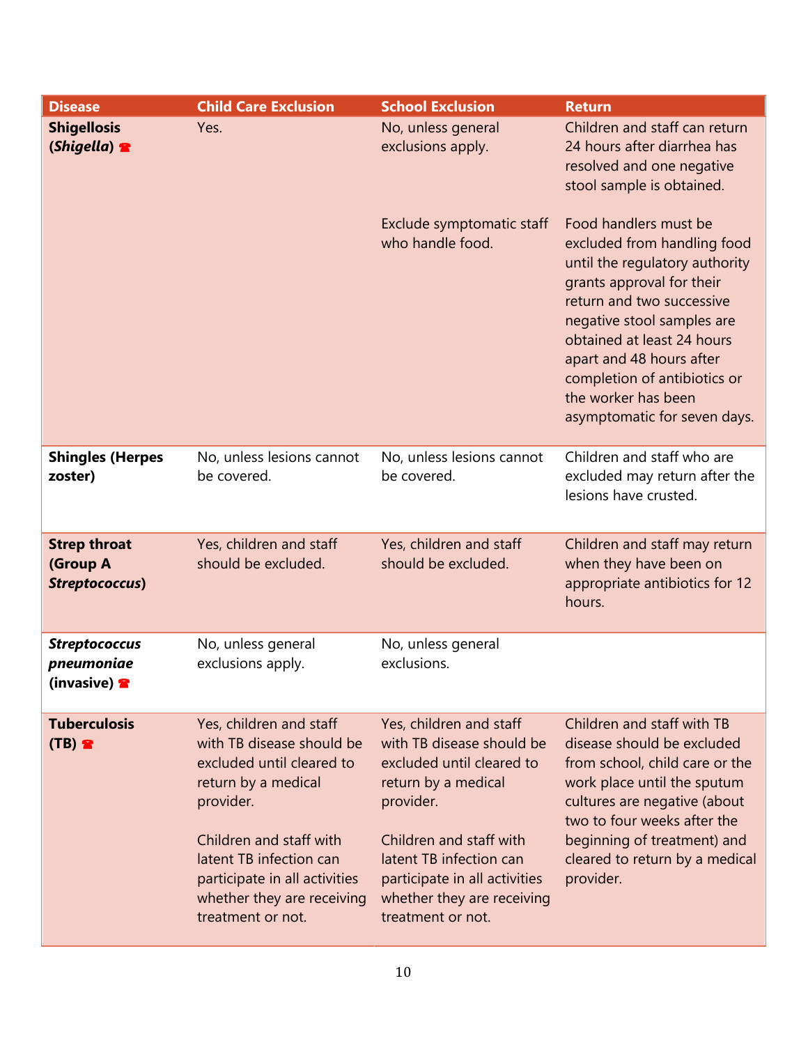| Disease | Child Care Exclusion | School Exclusion | Return |
|---|---|---|---|
| **Shigellosis (*Shigella*)** ☎ | Yes. | No, unless general exclusions apply.<br><br>Exclude symptomatic staff who handle food. | Children and staff can return 24 hours after diarrhea has resolved and one negative stool sample is obtained.<br><br>Food handlers must be excluded from handling food until the regulatory authority grants approval for their return and two successive negative stool samples are obtained at least 24 hours apart and 48 hours after completion of antibiotics or the worker has been asymptomatic for seven days. |
| **Shingles (Herpes zoster)** | No, unless lesions cannot be covered. | No, unless lesions cannot be covered. | Children and staff who are excluded may return after the lesions have crusted. |
| **Strep throat (Group A *Streptococcus*)** | Yes, children and staff should be excluded. | Yes, children and staff should be excluded. | Children and staff may return when they have been on appropriate antibiotics for 12 hours. |
| ***Streptococcus pneumoniae* (invasive)** ☎ | No, unless general exclusions apply. | No, unless general exclusions. | |
| **Tuberculosis (TB)** ☎ | Yes, children and staff with TB disease should be excluded until cleared to return by a medical provider.<br><br>Children and staff with latent TB infection can participate in all activities whether they are receiving treatment or not. | Yes, children and staff with TB disease should be excluded until cleared to return by a medical provider.<br><br>Children and staff with latent TB infection can participate in all activities whether they are receiving treatment or not. | Children and staff with TB disease should be excluded from school, child care or the work place until the sputum cultures are negative (about two to four weeks after the beginning of treatment) and cleared to return by a medical provider. |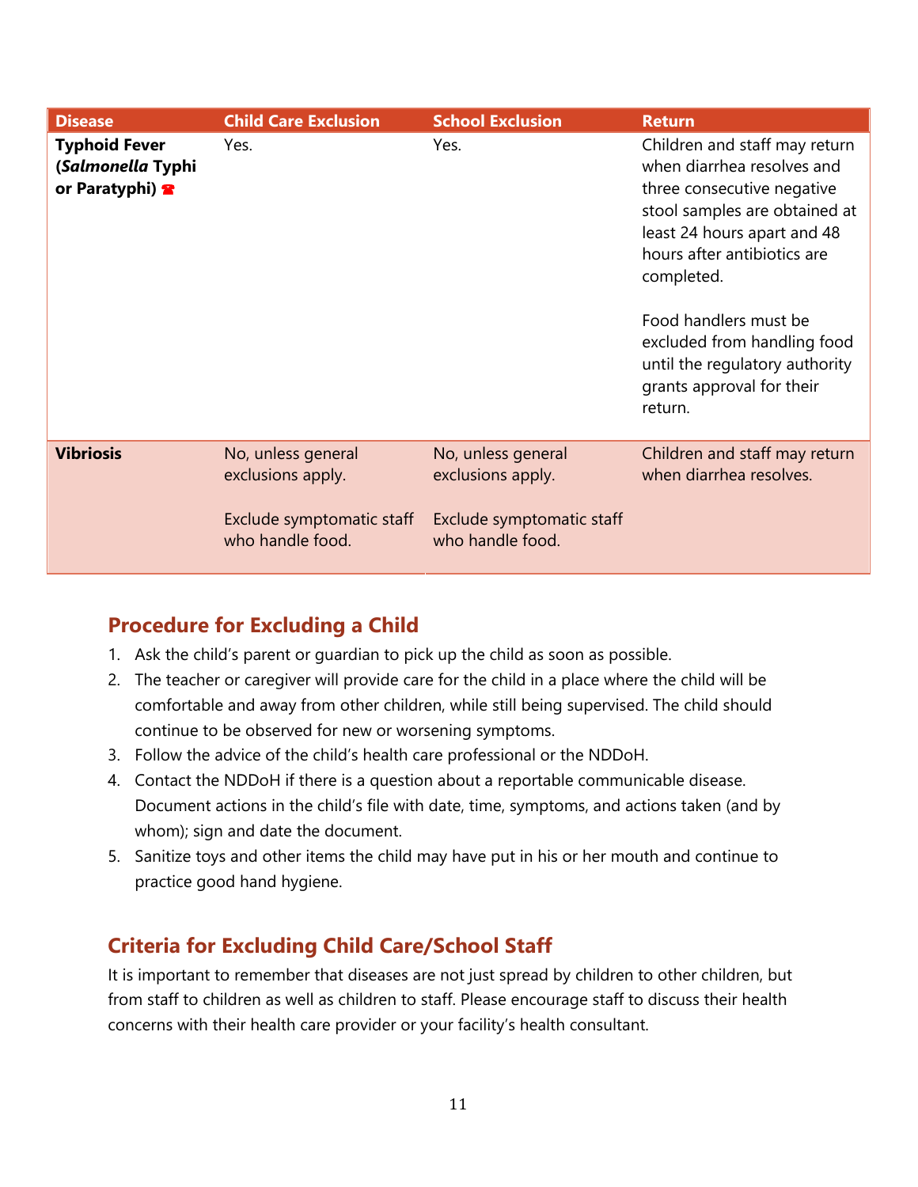| Disease | Child Care Exclusion | School Exclusion | Return |
|---|---|---|---|
| **Typhoid Fever (*Salmonella* Typhi or Paratyphi)** ☎ | Yes. | Yes. | Children and staff may return when diarrhea resolves and three consecutive negative stool samples are obtained at least 24 hours apart and 48 hours after antibiotics are completed.<br><br>Food handlers must be excluded from handling food until the regulatory authority grants approval for their return. |
| **Vibriosis** | No, unless general exclusions apply.<br><br>Exclude symptomatic staff who handle food. | No, unless general exclusions apply.<br><br>Exclude symptomatic staff who handle food. | Children and staff may return when diarrhea resolves. |

## Procedure for Excluding a Child

1. Ask the child's parent or guardian to pick up the child as soon as possible.
2. The teacher or caregiver will provide care for the child in a place where the child will be comfortable and away from other children, while still being supervised. The child should continue to be observed for new or worsening symptoms.
3. Follow the advice of the child's health care professional or the NDDoH.
4. Contact the NDDoH if there is a question about a reportable communicable disease. Document actions in the child's file with date, time, symptoms, and actions taken (and by whom); sign and date the document.
5. Sanitize toys and other items the child may have put in his or her mouth and continue to practice good hand hygiene.

## Criteria for Excluding Child Care/School Staff

It is important to remember that diseases are not just spread by children to other children, but from staff to children as well as children to staff. Please encourage staff to discuss their health concerns with their health care provider or your facility's health consultant.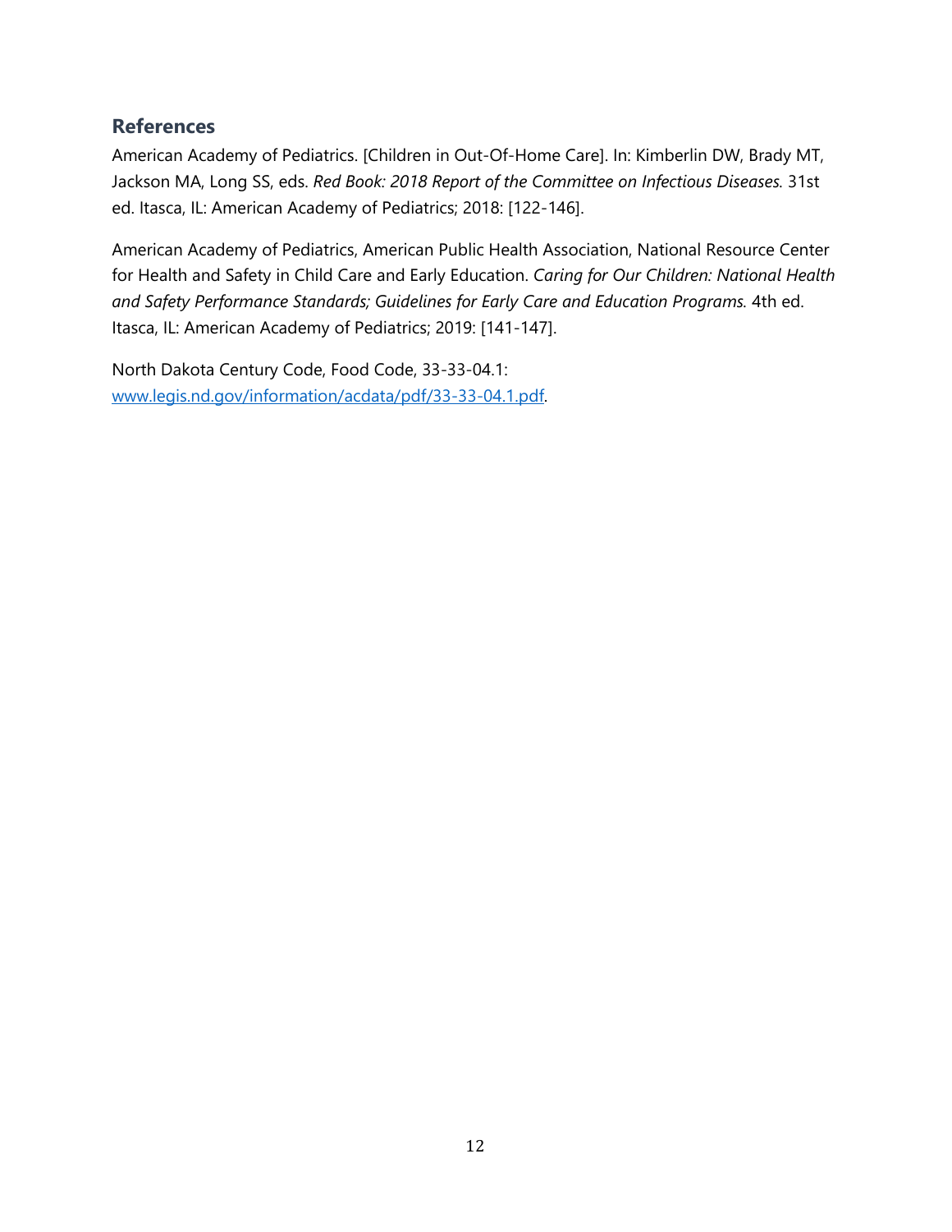## References

American Academy of Pediatrics. [Children in Out-Of-Home Care]. In: Kimberlin DW, Brady MT, Jackson MA, Long SS, eds. *Red Book: 2018 Report of the Committee on Infectious Diseases.* 31st ed. Itasca, IL: American Academy of Pediatrics; 2018: [122-146].

American Academy of Pediatrics, American Public Health Association, National Resource Center for Health and Safety in Child Care and Early Education. *Caring for Our Children: National Health and Safety Performance Standards; Guidelines for Early Care and Education Programs.* 4th ed. Itasca, IL: American Academy of Pediatrics; 2019: [141-147].

North Dakota Century Code, Food Code, 33-33-04.1: [www.legis.nd.gov/information/acdata/pdf/33-33-04.1.pdf](www.legis.nd.gov/information/acdata/pdf/33-33-04.1.pdf).